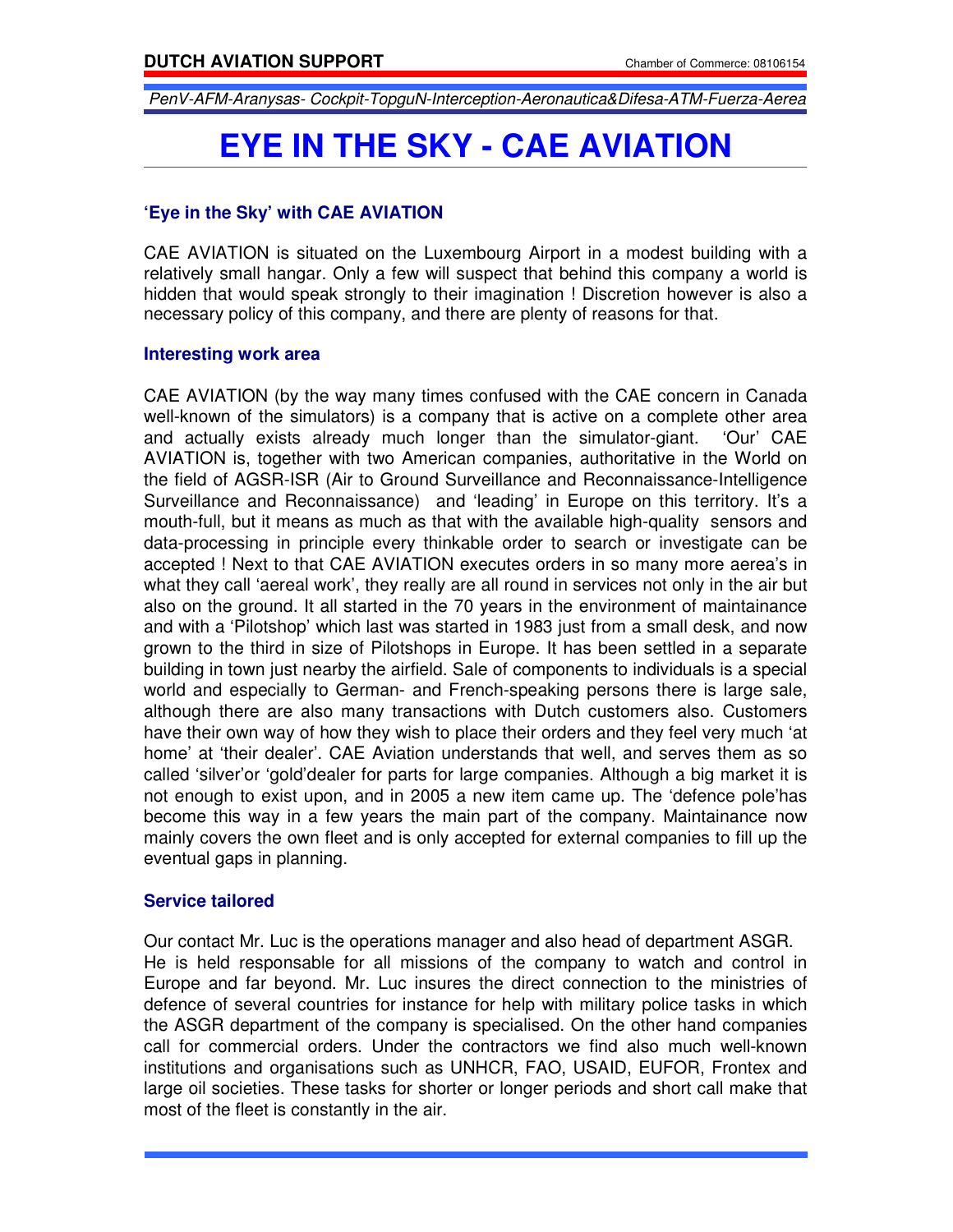# EYE IN THE SKY - CAE AVIATION

### 'Eye in the Sky' with CAE AVIATION

CAE AVIATION is situated on the Luxembourg Airport in a modest building with a relatively small hangar. Only a few will suspect that behind this company a world is hidden that would speak strongly to their imagination ! Discretion however is also a necessary policy of this company, and there are plenty of reasons for that.

### Interesting work area

CAE AVIATION (by the way many times confused with the CAE concern in Canada well-known of the simulators) is a company that is active on a complete other area and actually exists already much longer than the simulator-giant. 'Our' CAE AVIATION is, together with two American companies, authoritative in the World on the field of AGSR-ISR (Air to Ground Surveillance and Reconnaissance-Intelligence Surveillance and Reconnaissance) and 'leading' in Europe on this territory. It's a mouth-full, but it means as much as that with the available high-quality sensors and data-processing in principle every thinkable order to search or investigate can be accepted ! Next to that CAE AVIATION executes orders in so many more aerea's in what they call 'aereal work', they really are all round in services not only in the air but also on the ground. It all started in the 70 years in the environment of maintainance and with a 'Pilotshop' which last was started in 1983 just from a small desk, and now grown to the third in size of Pilotshops in Europe. It has been settled in a separate building in town just nearby the airfield. Sale of components to individuals is a special world and especially to German- and French-speaking persons there is large sale, although there are also many transactions with Dutch customers also. Customers have their own way of how they wish to place their orders and they feel very much 'at home' at 'their dealer'. CAE Aviation understands that well, and serves them as so called 'silver'or 'gold'dealer for parts for large companies. Although a big market it is not enough to exist upon, and in 2005 a new item came up. The 'defence pole'has become this way in a few years the main part of the company. Maintainance now mainly covers the own fleet and is only accepted for external companies to fill up the eventual gaps in planning.

### Service tailored

Our contact Mr. Luc is the operations manager and also head of department ASGR.
He is held responsable for all missions of the company to watch and control in Europe and far beyond. Mr. Luc insures the direct connection to the ministries of defence of several countries for instance for help with military police tasks in which the ASGR department of the company is specialised. On the other hand companies call for commercial orders. Under the contractors we find also much well-known institutions and organisations such as UNHCR, FAO, USAID, EUFOR, Frontex and large oil societies. These tasks for shorter or longer periods and short call make that most of the fleet is constantly in the air.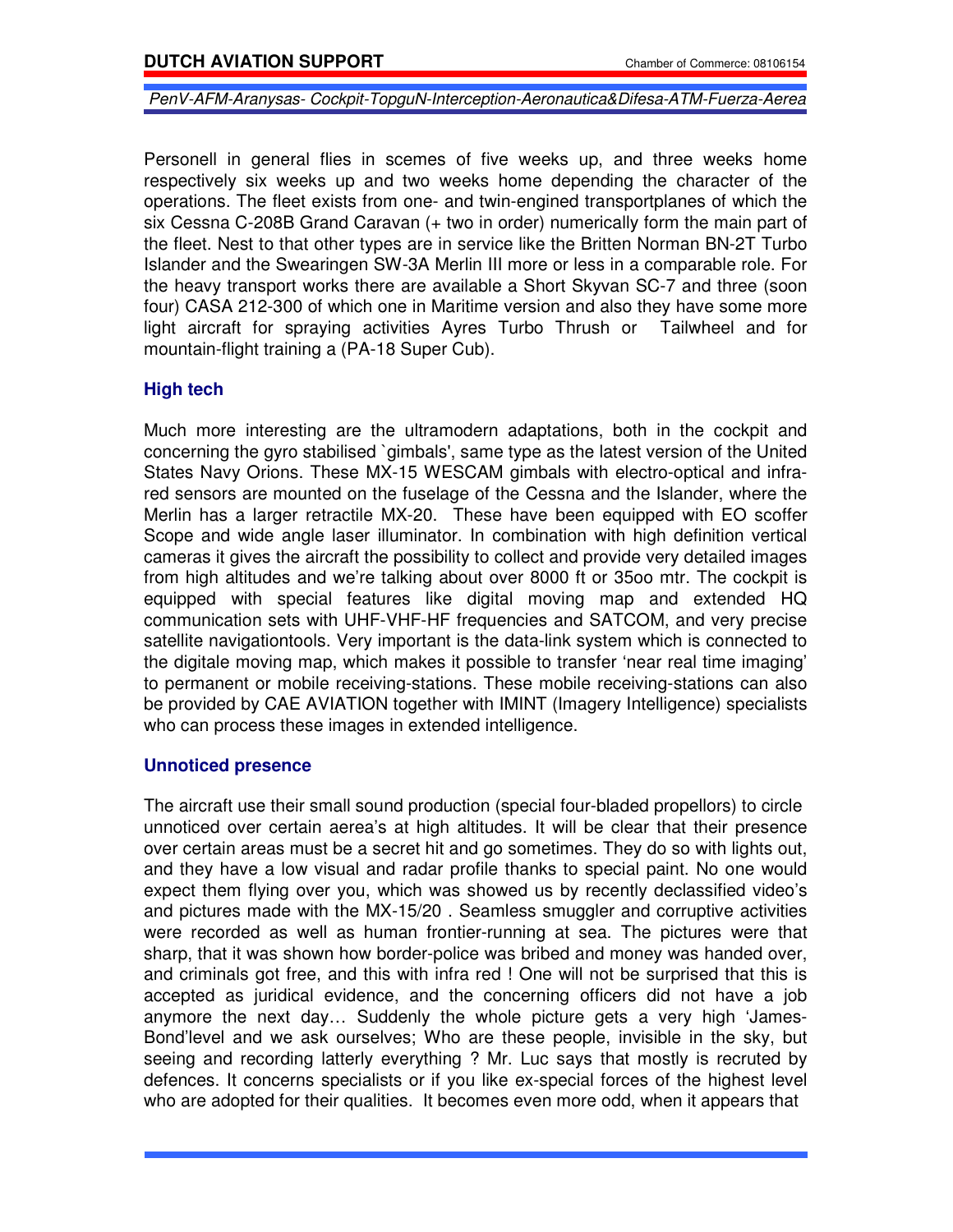Personell in general flies in scemes of five weeks up, and three weeks home respectively six weeks up and two weeks home depending the character of the operations. The fleet exists from one- and twin-engined transportplanes of which the six Cessna C-208B Grand Caravan (+ two in order) numerically form the main part of the fleet. Nest to that other types are in service like the Britten Norman BN-2T Turbo Islander and the Swearingen SW-3A Merlin III more or less in a comparable role. For the heavy transport works there are available a Short Skyvan SC-7 and three (soon four) CASA 212-300 of which one in Maritime version and also they have some more light aircraft for spraying activities Ayres Turbo Thrush or Tailwheel and for mountain-flight training a (PA-18 Super Cub).

### High tech

Much more interesting are the ultramodern adaptations, both in the cockpit and concerning the gyro stabilised `gimbals', same type as the latest version of the United States Navy Orions. These MX-15 WESCAM gimbals with electro-optical and infra-red sensors are mounted on the fuselage of the Cessna and the Islander, where the Merlin has a larger retractile MX-20. These have been equipped with EO scoffer Scope and wide angle laser illuminator. In combination with high definition vertical cameras it gives the aircraft the possibility to collect and provide very detailed images from high altitudes and we're talking about over 8000 ft or 35oo mtr. The cockpit is equipped with special features like digital moving map and extended HQ communication sets with UHF-VHF-HF frequencies and SATCOM, and very precise satellite navigationtools. Very important is the data-link system which is connected to the digitale moving map, which makes it possible to transfer 'near real time imaging' to permanent or mobile receiving-stations. These mobile receiving-stations can also be provided by CAE AVIATION together with IMINT (Imagery Intelligence) specialists who can process these images in extended intelligence.

### Unnoticed presence

The aircraft use their small sound production (special four-bladed propellors) to circle unnoticed over certain aerea's at high altitudes. It will be clear that their presence over certain areas must be a secret hit and go sometimes. They do so with lights out, and they have a low visual and radar profile thanks to special paint. No one would expect them flying over you, which was showed us by recently declassified video's and pictures made with the MX-15/20 . Seamless smuggler and corruptive activities were recorded as well as human frontier-running at sea. The pictures were that sharp, that it was shown how border-police was bribed and money was handed over, and criminals got free, and this with infra red ! One will not be surprised that this is accepted as juridical evidence, and the concerning officers did not have a job anymore the next day… Suddenly the whole picture gets a very high 'James-Bond'level and we ask ourselves; Who are these people, invisible in the sky, but seeing and recording latterly everything ? Mr. Luc says that mostly is recruted by defences. It concerns specialists or if you like ex-special forces of the highest level who are adopted for their qualities. It becomes even more odd, when it appears that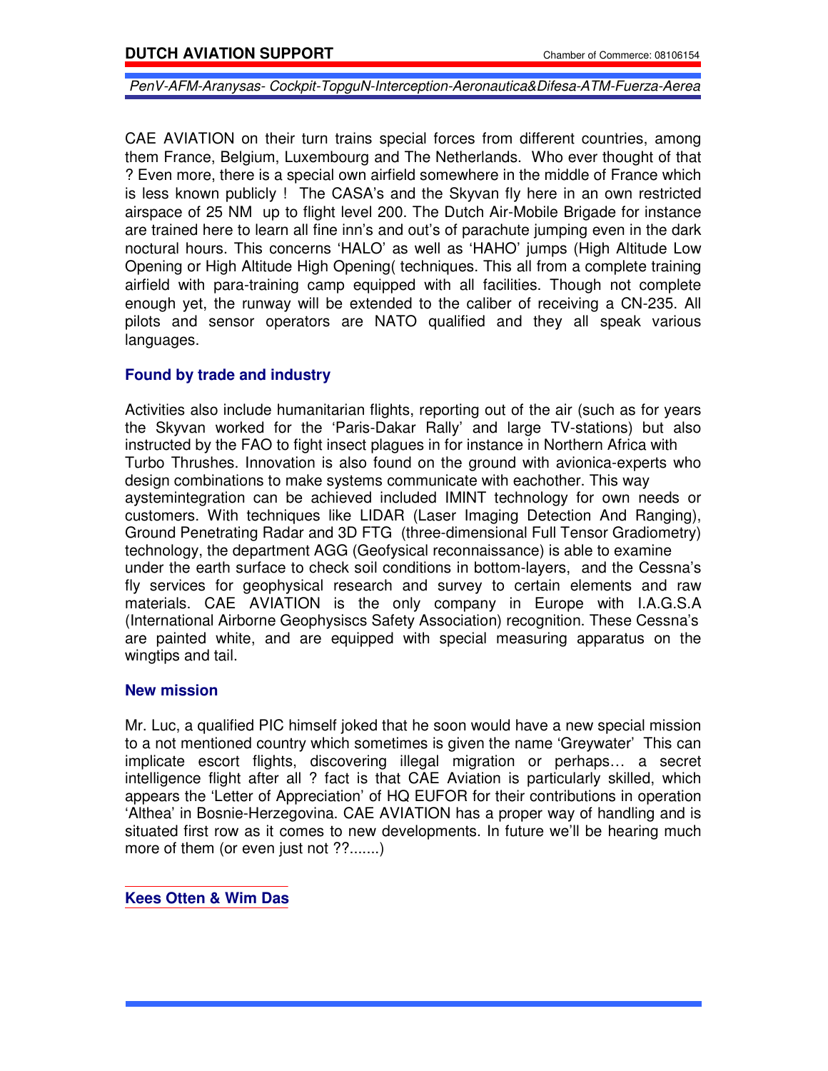CAE AVIATION on their turn trains special forces from different countries, among them France, Belgium, Luxembourg and The Netherlands. Who ever thought of that ? Even more, there is a special own airfield somewhere in the middle of France which is less known publicly ! The CASA's and the Skyvan fly here in an own restricted airspace of 25 NM up to flight level 200. The Dutch Air-Mobile Brigade for instance are trained here to learn all fine inn's and out's of parachute jumping even in the dark noctural hours. This concerns 'HALO' as well as 'HAHO' jumps (High Altitude Low Opening or High Altitude High Opening( techniques. This all from a complete training airfield with para-training camp equipped with all facilities. Though not complete enough yet, the runway will be extended to the caliber of receiving a CN-235. All pilots and sensor operators are NATO qualified and they all speak various languages.

### Found by trade and industry

Activities also include humanitarian flights, reporting out of the air (such as for years the Skyvan worked for the 'Paris-Dakar Rally' and large TV-stations) but also instructed by the FAO to fight insect plagues in for instance in Northern Africa with Turbo Thrushes. Innovation is also found on the ground with avionica-experts who design combinations to make systems communicate with eachother. This way aystemintegration can be achieved included IMINT technology for own needs or customers. With techniques like LIDAR (Laser Imaging Detection And Ranging), Ground Penetrating Radar and 3D FTG (three-dimensional Full Tensor Gradiometry) technology, the department AGG (Geofysical reconnaissance) is able to examine under the earth surface to check soil conditions in bottom-layers, and the Cessna's fly services for geophysical research and survey to certain elements and raw materials. CAE AVIATION is the only company in Europe with I.A.G.S.A (International Airborne Geophysiscs Safety Association) recognition. These Cessna's are painted white, and are equipped with special measuring apparatus on the wingtips and tail.

### New mission

Mr. Luc, a qualified PIC himself joked that he soon would have a new special mission to a not mentioned country which sometimes is given the name 'Greywater' This can implicate escort flights, discovering illegal migration or perhaps… a secret intelligence flight after all ? fact is that CAE Aviation is particularly skilled, which appears the 'Letter of Appreciation' of HQ EUFOR for their contributions in operation 'Althea' in Bosnie-Herzegovina. CAE AVIATION has a proper way of handling and is situated first row as it comes to new developments. In future we'll be hearing much more of them (or even just not ??.......)

**Kees Otten & Wim Das**